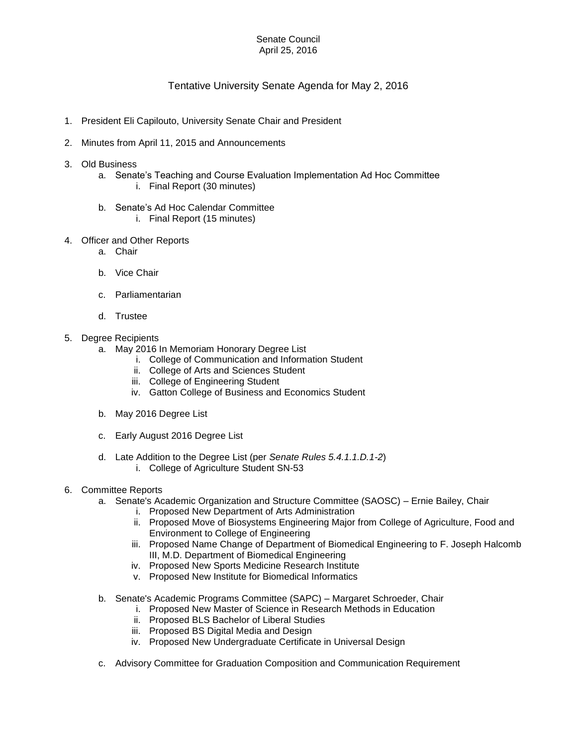Senate Council
April 25, 2016

## Tentative University Senate Agenda for May 2, 2016

1. President Eli Capilouto, University Senate Chair and President

2. Minutes from April 11, 2015 and Announcements

3. Old Business
   a. Senate's Teaching and Course Evaluation Implementation Ad Hoc Committee
      i. Final Report (30 minutes)

   b. Senate's Ad Hoc Calendar Committee
      i. Final Report (15 minutes)

4. Officer and Other Reports
   a. Chair

   b. Vice Chair

   c. Parliamentarian

   d. Trustee

5. Degree Recipients
   a. May 2016 In Memoriam Honorary Degree List
      i. College of Communication and Information Student
      ii. College of Arts and Sciences Student
      iii. College of Engineering Student
      iv. Gatton College of Business and Economics Student

   b. May 2016 Degree List

   c. Early August 2016 Degree List

   d. Late Addition to the Degree List (per *Senate Rules 5.4.1.1.D.1-2*)
      i. College of Agriculture Student SN-53

6. Committee Reports
   a. Senate's Academic Organization and Structure Committee (SAOSC) – Ernie Bailey, Chair
      i. Proposed New Department of Arts Administration
      ii. Proposed Move of Biosystems Engineering Major from College of Agriculture, Food and Environment to College of Engineering
      iii. Proposed Name Change of Department of Biomedical Engineering to F. Joseph Halcomb III, M.D. Department of Biomedical Engineering
      iv. Proposed New Sports Medicine Research Institute
      v. Proposed New Institute for Biomedical Informatics

   b. Senate's Academic Programs Committee (SAPC) – Margaret Schroeder, Chair
      i. Proposed New Master of Science in Research Methods in Education
      ii. Proposed BLS Bachelor of Liberal Studies
      iii. Proposed BS Digital Media and Design
      iv. Proposed New Undergraduate Certificate in Universal Design

   c. Advisory Committee for Graduation Composition and Communication Requirement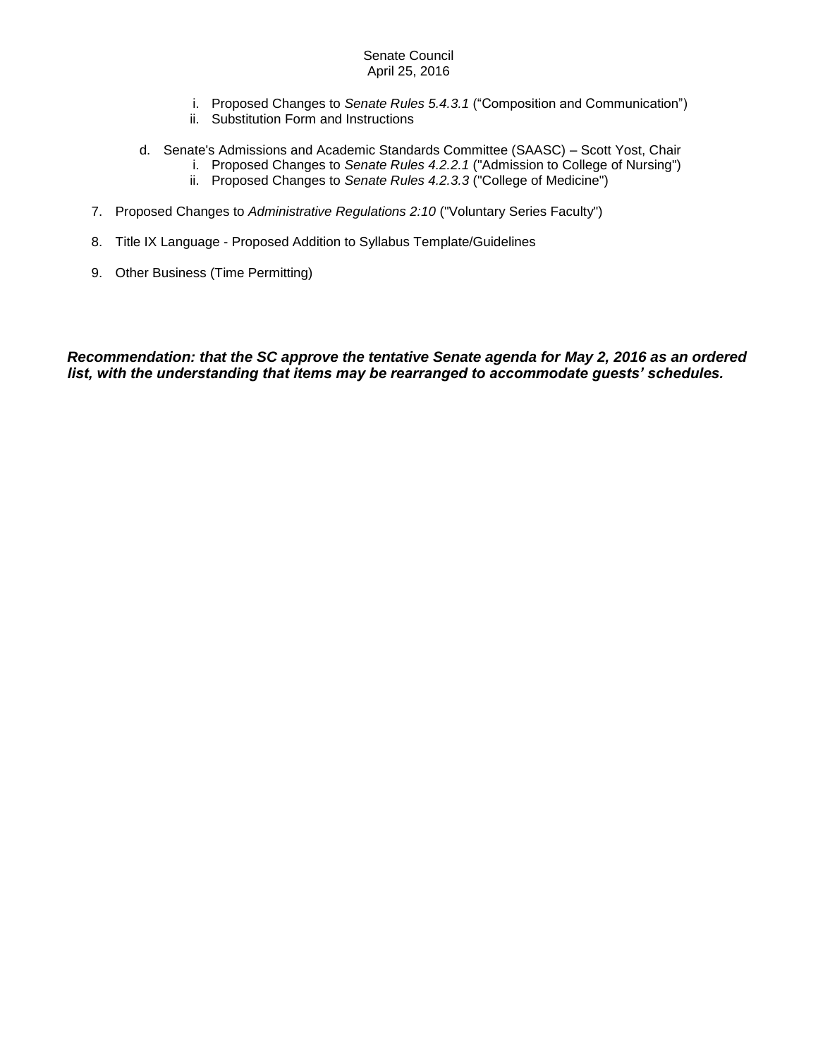i. Proposed Changes to *Senate Rules 5.4.3.1* ("Composition and Communication")
ii. Substitution Form and Instructions

d. Senate's Admissions and Academic Standards Committee (SAASC) – Scott Yost, Chair
   i. Proposed Changes to *Senate Rules 4.2.2.1* ("Admission to College of Nursing")
   ii. Proposed Changes to *Senate Rules 4.2.3.3* ("College of Medicine")

7. Proposed Changes to *Administrative Regulations 2:10* ("Voluntary Series Faculty")

8. Title IX Language - Proposed Addition to Syllabus Template/Guidelines

9. Other Business (Time Permitting)

***Recommendation: that the SC approve the tentative Senate agenda for May 2, 2016 as an ordered list, with the understanding that items may be rearranged to accommodate guests' schedules.***